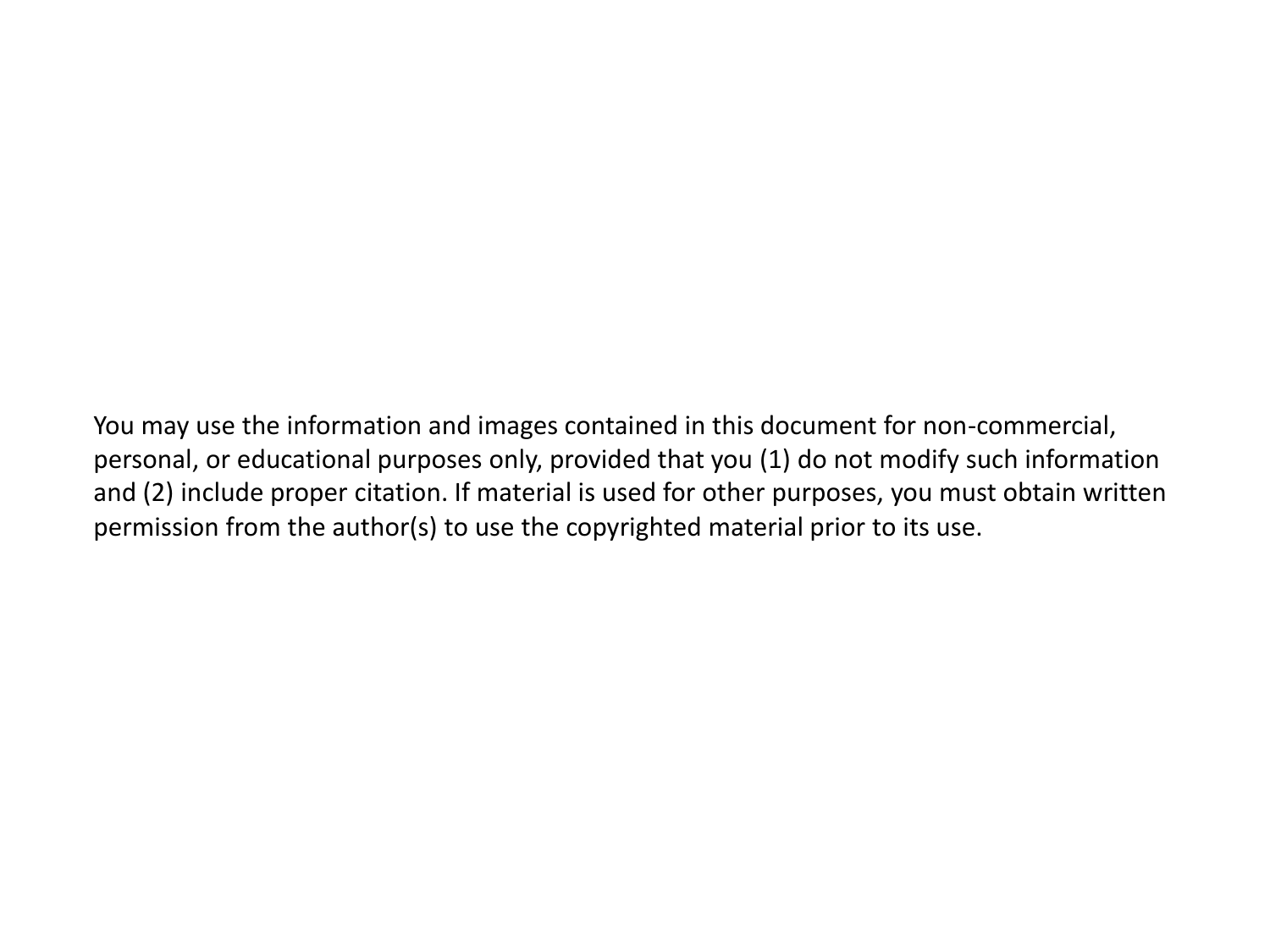You may use the information and images contained in this document for non-commercial, personal, or educational purposes only, provided that you (1) do not modify such information and (2) include proper citation. If material is used for other purposes, you must obtain written permission from the author(s) to use the copyrighted material prior to its use.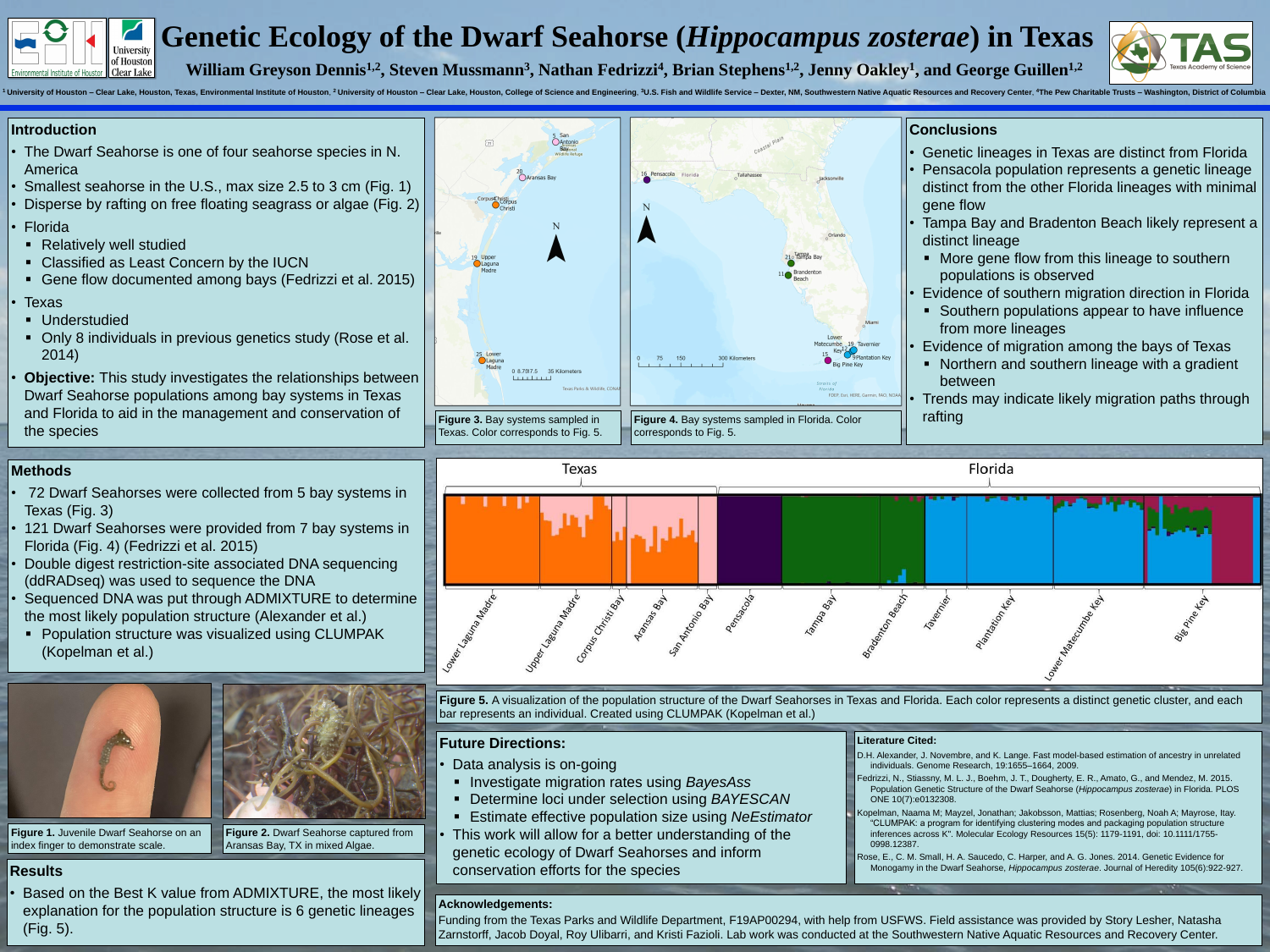# Genetic Ecology of the Dwarf Seahorse (*Hippocampus zosterae*) in Texas

**William Greyson Dennis[1,2], Steven Mussmann[3], Nathan Fedrizzi[4], Brian Stephens[1,2], Jenny Oakley[1], and George Guillen[1,2]**

[1] University of Houston – Clear Lake, Houston, Texas, Environmental Institute of Houston, [2] University of Houston – Clear Lake, Houston, College of Science and Engineering, [3] U.S. Fish and Wildlife Service – Dexter, NM, Southwestern Native Aquatic Resources and Recovery Center, [4] The Pew Charitable Trusts – Washington, District of Columbia

## Introduction

- The Dwarf Seahorse is one of four seahorse species in N. America
- Smallest seahorse in the U.S., max size 2.5 to 3 cm (Fig. 1)
- Disperse by rafting on free floating seagrass or algae (Fig. 2)
- Florida
  - Relatively well studied
  - Classified as Least Concern by the IUCN
  - Gene flow documented among bays (Fedrizzi et al. 2015)
- Texas
  - Understudied
  - Only 8 individuals in previous genetics study (Rose et al. 2014)
- **Objective:** This study investigates the relationships between Dwarf Seahorse populations among bay systems in Texas and Florida to aid in the management and conservation of the species

## Methods

- 72 Dwarf Seahorses were collected from 5 bay systems in Texas (Fig. 3)
- 121 Dwarf Seahorses were provided from 7 bay systems in Florida (Fig. 4) (Fedrizzi et al. 2015)
- Double digest restriction-site associated DNA sequencing (ddRADseq) was used to sequence the DNA
- Sequenced DNA was put through ADMIXTURE to determine the most likely population structure (Alexander et al.)
  - Population structure was visualized using CLUMPAK (Kopelman et al.)

**Figure 1.** Juvenile Dwarf Seahorse on an index finger to demonstrate scale.

**Figure 2.** Dwarf Seahorse captured from Aransas Bay, TX in mixed Algae.

## Results

- Based on the Best K value from ADMIXTURE, the most likely explanation for the population structure is 6 genetic lineages (Fig. 5).

5 San Antonio Bay

20 Aransas Bay

Corpus Christi

19 Upper Laguna Madre

25 Lower Laguna Madre

0 8.75 17.5 35 Kilometers

**Figure 3.** Bay systems sampled in Texas. Color corresponds to Fig. 5.

16 Pensacola

21 Tampa Bay

11 Brandenton Beach

Lower Matecumbe Key 12

19 Tavernier

9 Plantation Key

15 Big Pine Key

0 75 150 300 Kilometers

**Figure 4.** Bay systems sampled in Florida. Color corresponds to Fig. 5.

Texas

Florida

Lower Laguna Madre

Upper Laguna Madre

Corpus Christi Bay

Aransas Bay

San Antonio Bay

Pensacola

Tampa Bay

Bradenton Beach

Tavernier

Plantation Key

Lower Matecumbe Key

Big Pine Key

**Figure 5.** A visualization of the population structure of the Dwarf Seahorses in Texas and Florida. Each color represents a distinct genetic cluster, and each bar represents an individual. Created using CLUMPAK (Kopelman et al.)

## Conclusions

- Genetic lineages in Texas are distinct from Florida
- Pensacola population represents a genetic lineage distinct from the other Florida lineages with minimal gene flow
- Tampa Bay and Bradenton Beach likely represent a distinct lineage
  - More gene flow from this lineage to southern populations is observed
- Evidence of southern migration direction in Florida
  - Southern populations appear to have influence from more lineages
- Evidence of migration among the bays of Texas
  - Northern and southern lineage with a gradient between
- Trends may indicate likely migration paths through rafting

## Future Directions:

- Data analysis is on-going
  - Investigate migration rates using *BayesAss*
  - Determine loci under selection using *BAYESCAN*
  - Estimate effective population size using *NeEstimator*
- This work will allow for a better understanding of the genetic ecology of Dwarf Seahorses and inform conservation efforts for the species

## Literature Cited:

D.H. Alexander, J. Novembre, and K. Lange. Fast model-based estimation of ancestry in unrelated individuals. Genome Research, 19:1655–1664, 2009.

Fedrizzi, N., Stiassny, M. L. J., Boehm, J. T., Dougherty, E. R., Amato, G., and Mendez, M. 2015. Population Genetic Structure of the Dwarf Seahorse (*Hippocampus zosterae*) in Florida. PLOS ONE 10(7):e0132308.

Kopelman, Naama M; Mayzel, Jonathan; Jakobsson, Mattias; Rosenberg, Noah A; Mayrose, Itay. "CLUMPAK: a program for identifying clustering modes and packaging population structure inferences across K". Molecular Ecology Resources 15(5): 1179-1191, doi: 10.1111/1755-0998.12387.

Rose, E., C. M. Small, H. A. Saucedo, C. Harper, and A. G. Jones. 2014. Genetic Evidence for Monogamy in the Dwarf Seahorse, *Hippocampus zosterae*. Journal of Heredity 105(6):922-927.

## Acknowledgements:

Funding from the Texas Parks and Wildlife Department, F19AP00294, with help from USFWS. Field assistance was provided by Story Lesher, Natasha Zarnstorff, Jacob Doyal, Roy Ulibarri, and Kristi Fazioli. Lab work was conducted at the Southwestern Native Aquatic Resources and Recovery Center.